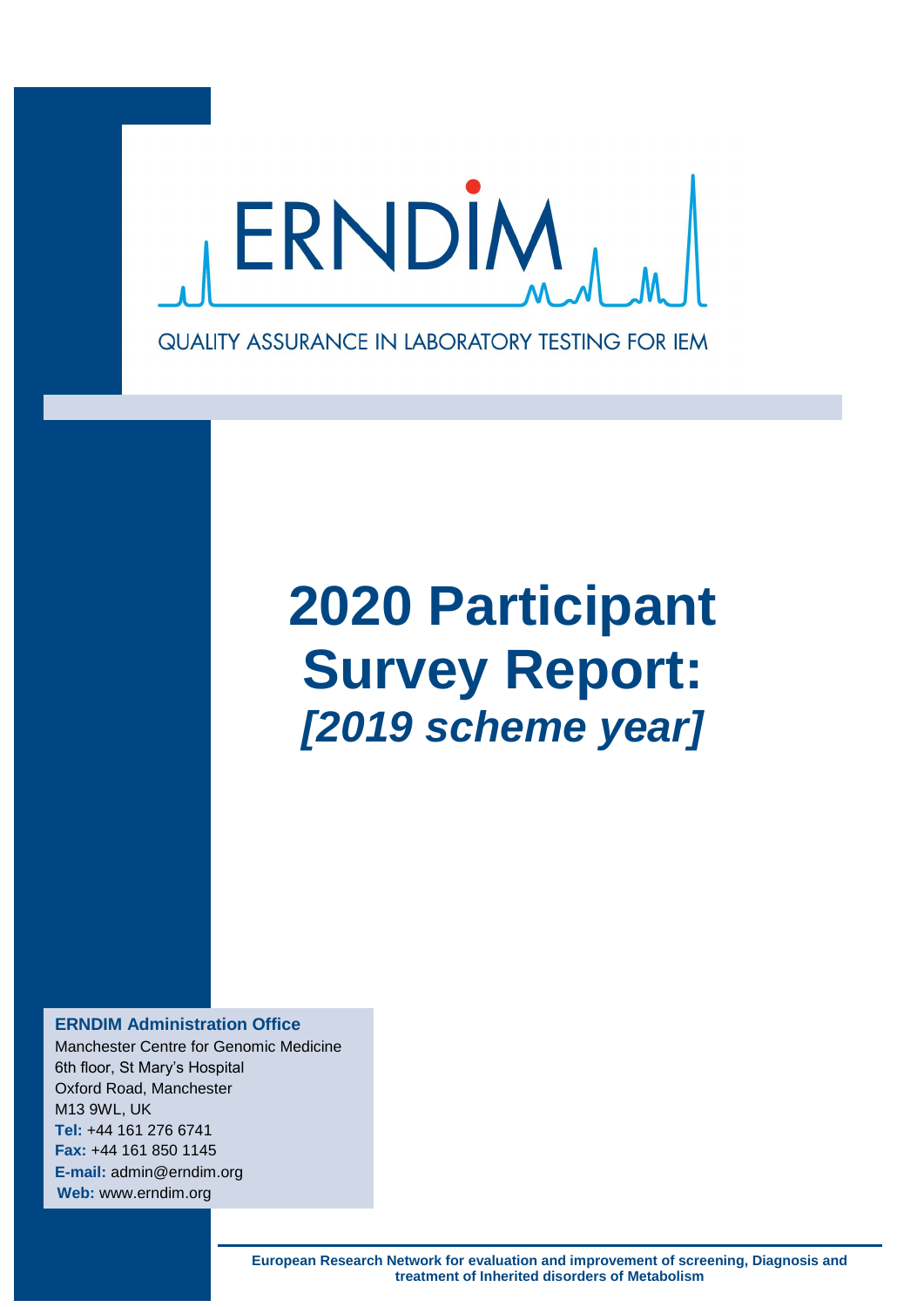ERNDIM

QUALITY ASSURANCE IN LABORATORY TESTING FOR IEM

# 2020 Participant Survey Report: *[2019 scheme year]*

**ERNDIM Administration Office**
Manchester Centre for Genomic Medicine
6th floor, St Mary's Hospital
Oxford Road, Manchester
M13 9WL, UK
**Tel:** +44 161 276 6741
**Fax:** +44 161 850 1145
**E-mail:** admin@erndim.org
**Web:** www.erndim.org

**European Research Network for evaluation and improvement of screening, Diagnosis and treatment of Inherited disorders of Metabolism**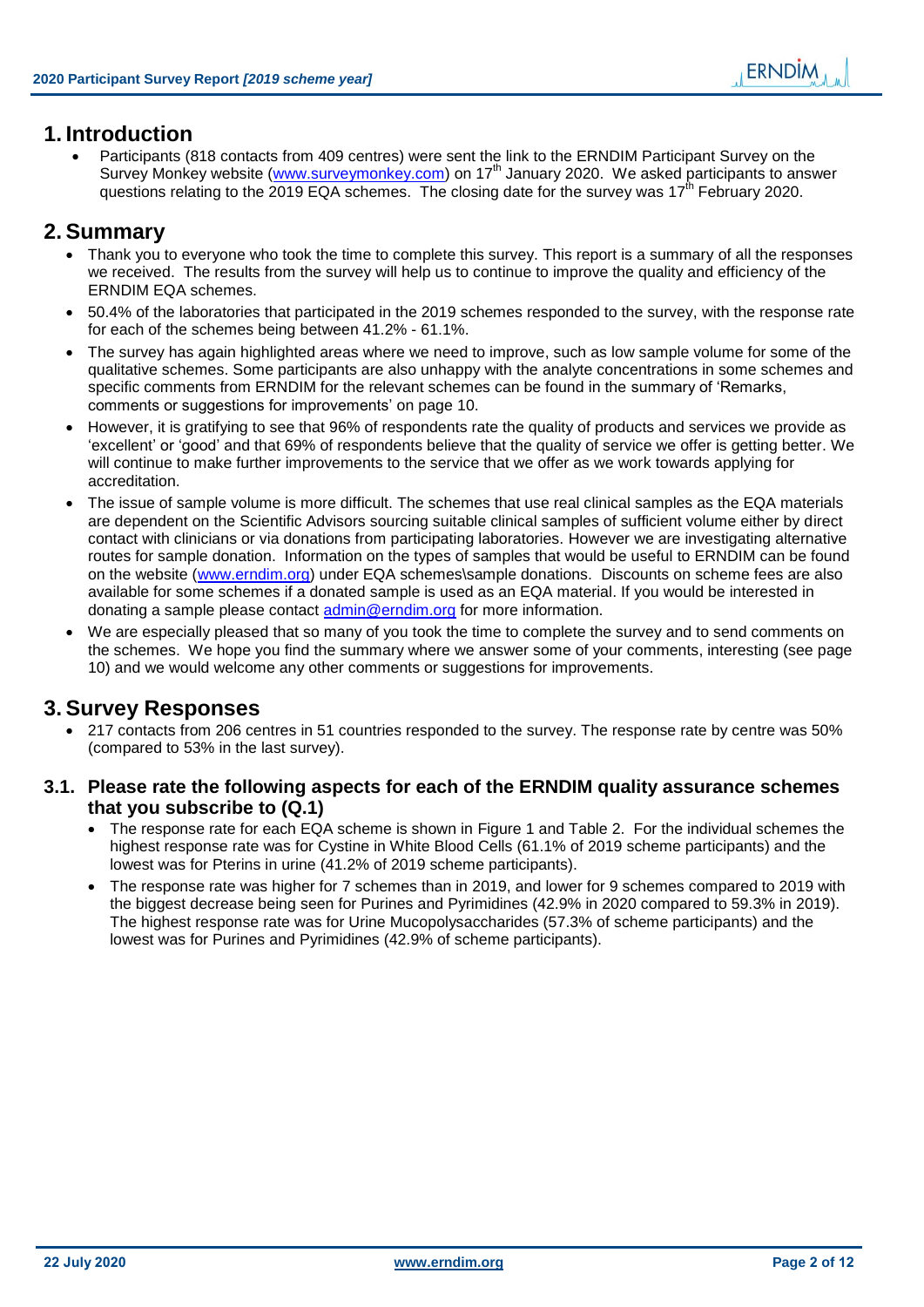# 1. Introduction

- Participants (818 contacts from 409 centres) were sent the link to the ERNDIM Participant Survey on the Survey Monkey website (www.surveymonkey.com) on 17th January 2020. We asked participants to answer questions relating to the 2019 EQA schemes. The closing date for the survey was 17th February 2020.

# 2. Summary

- Thank you to everyone who took the time to complete this survey. This report is a summary of all the responses we received. The results from the survey will help us to continue to improve the quality and efficiency of the ERNDIM EQA schemes.
- 50.4% of the laboratories that participated in the 2019 schemes responded to the survey, with the response rate for each of the schemes being between 41.2% - 61.1%.
- The survey has again highlighted areas where we need to improve, such as low sample volume for some of the qualitative schemes. Some participants are also unhappy with the analyte concentrations in some schemes and specific comments from ERNDIM for the relevant schemes can be found in the summary of 'Remarks, comments or suggestions for improvements' on page 10.
- However, it is gratifying to see that 96% of respondents rate the quality of products and services we provide as 'excellent' or 'good' and that 69% of respondents believe that the quality of service we offer is getting better. We will continue to make further improvements to the service that we offer as we work towards applying for accreditation.
- The issue of sample volume is more difficult. The schemes that use real clinical samples as the EQA materials are dependent on the Scientific Advisors sourcing suitable clinical samples of sufficient volume either by direct contact with clinicians or via donations from participating laboratories. However we are investigating alternative routes for sample donation. Information on the types of samples that would be useful to ERNDIM can be found on the website (www.erndim.org) under EQA schemes\sample donations. Discounts on scheme fees are also available for some schemes if a donated sample is used as an EQA material. If you would be interested in donating a sample please contact admin@erndim.org for more information.
- We are especially pleased that so many of you took the time to complete the survey and to send comments on the schemes. We hope you find the summary where we answer some of your comments, interesting (see page 10) and we would welcome any other comments or suggestions for improvements.

# 3. Survey Responses

- 217 contacts from 206 centres in 51 countries responded to the survey. The response rate by centre was 50% (compared to 53% in the last survey).

## 3.1. Please rate the following aspects for each of the ERNDIM quality assurance schemes that you subscribe to (Q.1)

- The response rate for each EQA scheme is shown in Figure 1 and Table 2. For the individual schemes the highest response rate was for Cystine in White Blood Cells (61.1% of 2019 scheme participants) and the lowest was for Pterins in urine (41.2% of 2019 scheme participants).
- The response rate was higher for 7 schemes than in 2019, and lower for 9 schemes compared to 2019 with the biggest decrease being seen for Purines and Pyrimidines (42.9% in 2020 compared to 59.3% in 2019). The highest response rate was for Urine Mucopolysaccharides (57.3% of scheme participants) and the lowest was for Purines and Pyrimidines (42.9% of scheme participants).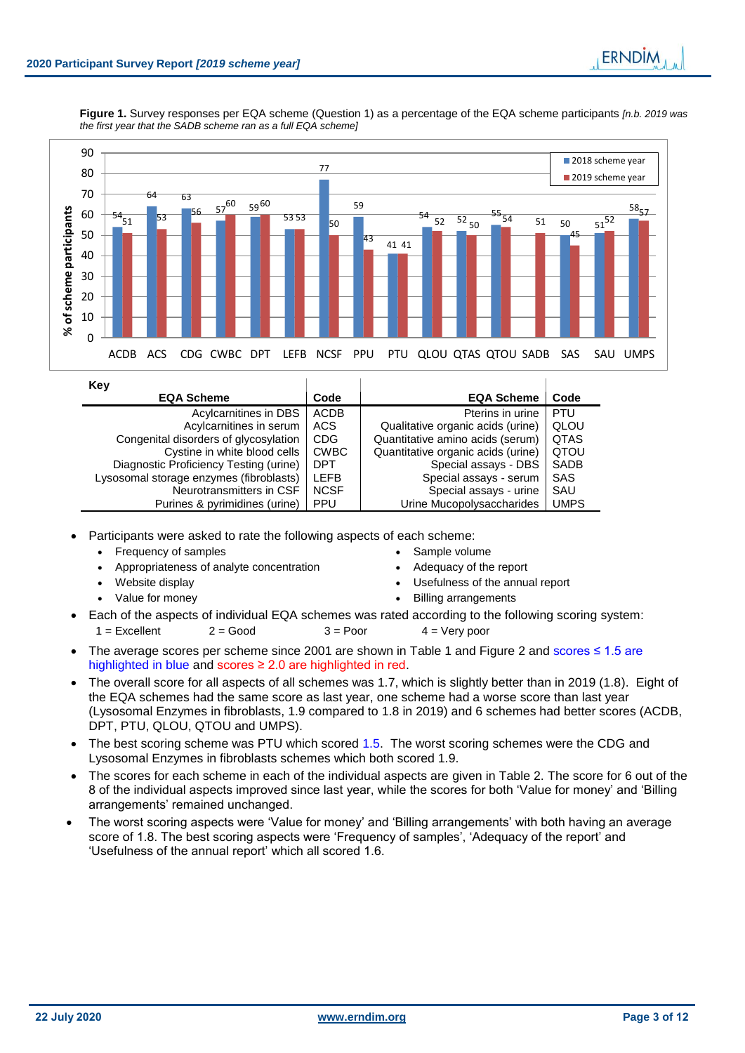**Figure 1.** Survey responses per EQA scheme (Question 1) as a percentage of the EQA scheme participants *[n.b. 2019 was the first year that the SADB scheme ran as a full EQA scheme]*

| Scheme | 2018 scheme year | 2019 scheme year |
|---|---|---|
| ACDB | 54 | 51 |
| ACS | 64 | 53 |
| CDG | 63 | 56 |
| CWBC | 57 | 60 |
| DPT | 59 | 60 |
| LEFB | 53 | 53 |
| NCSF | 77 | 50 |
| PPU | 59 | 43 |
| PTU | 41 | 41 |
| QLOU | 54 | 52 |
| QTAS | 52 | 50 |
| QTOU | 55 | 54 |
| SADB | | 51 |
| SAS | 50 | 45 |
| SAU | 51 | 52 |
| UMPS | 58 | 57 |

**Key**

| EQA Scheme | Code | EQA Scheme | Code |
|---|---|---|---|
| Acylcarnitines in DBS | ACDB | Pterins in urine | PTU |
| Acylcarnitines in serum | ACS | Qualitative organic acids (urine) | QLOU |
| Congenital disorders of glycosylation | CDG | Quantitative amino acids (serum) | QTAS |
| Cystine in white blood cells | CWBC | Quantitative organic acids (urine) | QTOU |
| Diagnostic Proficiency Testing (urine) | DPT | Special assays - DBS | SADB |
| Lysosomal storage enzymes (fibroblasts) | LEFB | Special assays - serum | SAS |
| Neurotransmitters in CSF | NCSF | Special assays - urine | SAU |
| Purines & pyrimidines (urine) | PPU | Urine Mucopolysaccharides | UMPS |

- Participants were asked to rate the following aspects of each scheme:
  - Frequency of samples
  - Sample volume
  - Appropriateness of analyte concentration
  - Adequacy of the report
  - Website display
  - Usefulness of the annual report
  - Value for money
  - Billing arrangements
- Each of the aspects of individual EQA schemes was rated according to the following scoring system:
  1 = Excellent  2 = Good  3 = Poor  4 = Very poor
- The average scores per scheme since 2001 are shown in Table 1 and Figure 2 and scores ≤ 1.5 are highlighted in blue and scores ≥ 2.0 are highlighted in red.
- The overall score for all aspects of all schemes was 1.7, which is slightly better than in 2019 (1.8). Eight of the EQA schemes had the same score as last year, one scheme had a worse score than last year (Lysosomal Enzymes in fibroblasts, 1.9 compared to 1.8 in 2019) and 6 schemes had better scores (ACDB, DPT, PTU, QLOU, QTOU and UMPS).
- The best scoring scheme was PTU which scored 1.5. The worst scoring schemes were the CDG and Lysosomal Enzymes in fibroblasts schemes which both scored 1.9.
- The scores for each scheme in each of the individual aspects are given in Table 2. The score for 6 out of the 8 of the individual aspects improved since last year, while the scores for both 'Value for money' and 'Billing arrangements' remained unchanged.
- The worst scoring aspects were 'Value for money' and 'Billing arrangements' with both having an average score of 1.8. The best scoring aspects were 'Frequency of samples', 'Adequacy of the report' and 'Usefulness of the annual report' which all scored 1.6.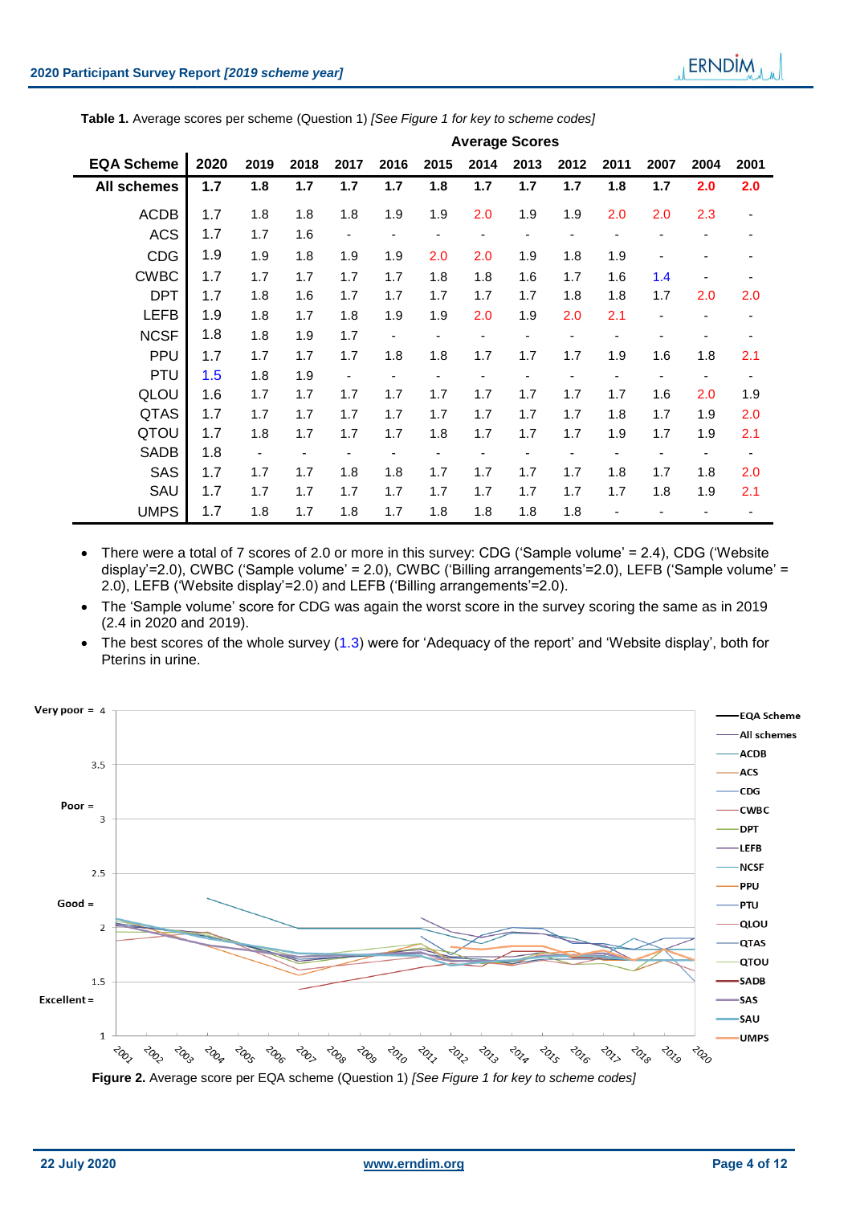**Table 1.** Average scores per scheme (Question 1) *[See Figure 1 for key to scheme codes]*

| EQA Scheme | Average Scores | | | | | | | | | | | | |
|---|---|---|---|---|---|---|---|---|---|---|---|---|---|
| | **2020** | **2019** | **2018** | **2017** | **2016** | **2015** | **2014** | **2013** | **2012** | **2011** | **2007** | **2004** | **2001** |
| **All schemes** | **1.7** | **1.8** | **1.7** | **1.7** | **1.7** | **1.8** | **1.7** | **1.7** | **1.7** | **1.8** | **1.7** | **2.0** | **2.0** |
| ACDB | 1.7 | 1.8 | 1.8 | 1.8 | 1.9 | 1.9 | 2.0 | 1.9 | 1.9 | 2.0 | 2.0 | 2.3 | - |
| ACS | 1.7 | 1.7 | 1.6 | - | - | - | - | - | - | - | - | - | - |
| CDG | 1.9 | 1.9 | 1.8 | 1.9 | 1.9 | 2.0 | 2.0 | 1.9 | 1.8 | 1.9 | - | - | - |
| CWBC | 1.7 | 1.7 | 1.7 | 1.7 | 1.7 | 1.8 | 1.8 | 1.6 | 1.7 | 1.6 | 1.4 | - | - |
| DPT | 1.7 | 1.8 | 1.6 | 1.7 | 1.7 | 1.7 | 1.7 | 1.7 | 1.8 | 1.8 | 1.7 | 2.0 | 2.0 |
| LEFB | 1.9 | 1.8 | 1.7 | 1.8 | 1.9 | 1.9 | 2.0 | 1.9 | 2.0 | 2.1 | - | - | - |
| NCSF | 1.8 | 1.8 | 1.9 | 1.7 | - | - | - | - | - | - | - | - | - |
| PPU | 1.7 | 1.7 | 1.7 | 1.7 | 1.8 | 1.8 | 1.7 | 1.7 | 1.7 | 1.9 | 1.6 | 1.8 | 2.1 |
| PTU | 1.5 | 1.8 | 1.9 | - | - | - | - | - | - | - | - | - | - |
| QLOU | 1.6 | 1.7 | 1.7 | 1.7 | 1.7 | 1.7 | 1.7 | 1.7 | 1.7 | 1.7 | 1.6 | 2.0 | 1.9 |
| QTAS | 1.7 | 1.7 | 1.7 | 1.7 | 1.7 | 1.7 | 1.7 | 1.7 | 1.7 | 1.8 | 1.7 | 1.9 | 2.0 |
| QTOU | 1.7 | 1.8 | 1.7 | 1.7 | 1.7 | 1.8 | 1.7 | 1.7 | 1.7 | 1.9 | 1.7 | 1.9 | 2.1 |
| SADB | 1.8 | - | - | - | - | - | - | - | - | - | - | - | - |
| SAS | 1.7 | 1.7 | 1.7 | 1.8 | 1.8 | 1.7 | 1.7 | 1.7 | 1.7 | 1.8 | 1.7 | 1.8 | 2.0 |
| SAU | 1.7 | 1.7 | 1.7 | 1.7 | 1.7 | 1.7 | 1.7 | 1.7 | 1.7 | 1.7 | 1.8 | 1.9 | 2.1 |
| UMPS | 1.7 | 1.8 | 1.7 | 1.8 | 1.7 | 1.8 | 1.8 | 1.8 | 1.8 | - | - | - | - |

- There were a total of 7 scores of 2.0 or more in this survey: CDG ('Sample volume' = 2.4), CDG ('Website display'=2.0), CWBC ('Sample volume' = 2.0), CWBC ('Billing arrangements'=2.0), LEFB ('Sample volume' = 2.0), LEFB ('Website display'=2.0) and LEFB ('Billing arrangements'=2.0).
- The 'Sample volume' score for CDG was again the worst score in the survey scoring the same as in 2019 (2.4 in 2020 and 2019).
- The best scores of the whole survey (1.3) were for 'Adequacy of the report' and 'Website display', both for Pterins in urine.

**Figure 2.** Average score per EQA scheme (Question 1) *[See Figure 1 for key to scheme codes]*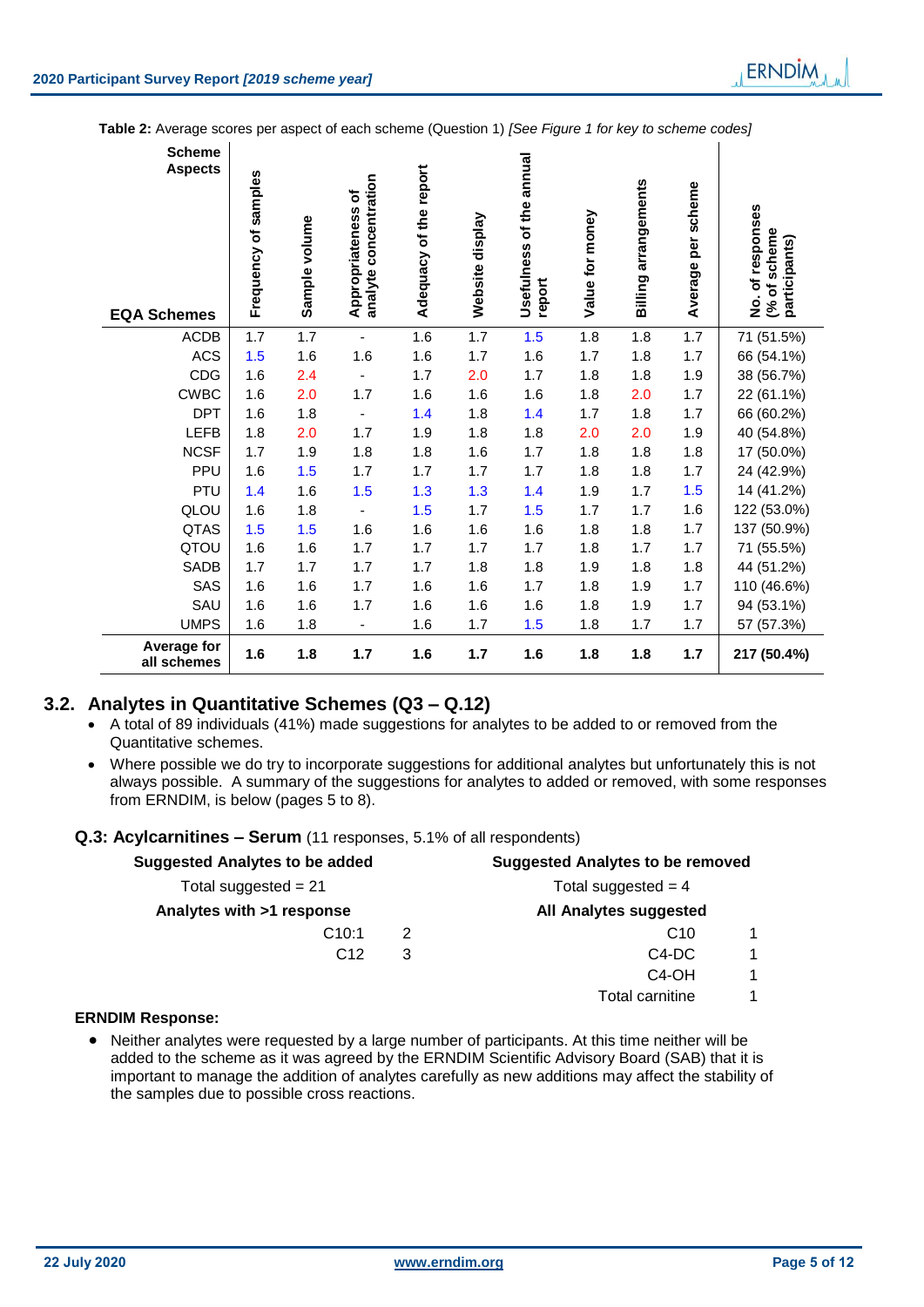**Table 2:** Average scores per aspect of each scheme (Question 1) *[See Figure 1 for key to scheme codes]*

| EQA Schemes | Frequency of samples | Sample volume | Appropriateness of analyte concentration | Adequacy of the report | Website display | Usefulness of the annual report | Value for money | Billing arrangements | Average per scheme | No. of responses (% of scheme participants) |
|---|---|---|---|---|---|---|---|---|---|---|
| ACDB | 1.7 | 1.7 | - | 1.6 | 1.7 | 1.5 | 1.8 | 1.8 | 1.7 | 71 (51.5%) |
| ACS | 1.5 | 1.6 | 1.6 | 1.6 | 1.7 | 1.6 | 1.7 | 1.8 | 1.7 | 66 (54.1%) |
| CDG | 1.6 | 2.4 | - | 1.7 | 2.0 | 1.7 | 1.8 | 1.8 | 1.9 | 38 (56.7%) |
| CWBC | 1.6 | 2.0 | 1.7 | 1.6 | 1.6 | 1.6 | 1.8 | 2.0 | 1.7 | 22 (61.1%) |
| DPT | 1.6 | 1.8 | - | 1.4 | 1.8 | 1.4 | 1.7 | 1.8 | 1.7 | 66 (60.2%) |
| LEFB | 1.8 | 2.0 | 1.7 | 1.9 | 1.8 | 1.8 | 2.0 | 2.0 | 1.9 | 40 (54.8%) |
| NCSF | 1.7 | 1.9 | 1.8 | 1.8 | 1.6 | 1.7 | 1.8 | 1.8 | 1.8 | 17 (50.0%) |
| PPU | 1.6 | 1.5 | 1.7 | 1.7 | 1.7 | 1.7 | 1.8 | 1.8 | 1.7 | 24 (42.9%) |
| PTU | 1.4 | 1.6 | 1.5 | 1.3 | 1.3 | 1.4 | 1.9 | 1.7 | 1.5 | 14 (41.2%) |
| QLOU | 1.6 | 1.8 | - | 1.5 | 1.7 | 1.5 | 1.7 | 1.7 | 1.6 | 122 (53.0%) |
| QTAS | 1.5 | 1.5 | 1.6 | 1.6 | 1.6 | 1.6 | 1.8 | 1.8 | 1.7 | 137 (50.9%) |
| QTOU | 1.6 | 1.6 | 1.7 | 1.7 | 1.7 | 1.7 | 1.8 | 1.7 | 1.7 | 71 (55.5%) |
| SADB | 1.7 | 1.7 | 1.7 | 1.7 | 1.8 | 1.8 | 1.9 | 1.8 | 1.8 | 44 (51.2%) |
| SAS | 1.6 | 1.6 | 1.7 | 1.6 | 1.6 | 1.7 | 1.8 | 1.9 | 1.7 | 110 (46.6%) |
| SAU | 1.6 | 1.6 | 1.7 | 1.6 | 1.6 | 1.6 | 1.8 | 1.9 | 1.7 | 94 (53.1%) |
| UMPS | 1.6 | 1.8 | - | 1.6 | 1.7 | 1.5 | 1.8 | 1.7 | 1.7 | 57 (57.3%) |
| **Average for all schemes** | **1.6** | **1.8** | **1.7** | **1.6** | **1.7** | **1.6** | **1.8** | **1.8** | **1.7** | **217 (50.4%)** |

## 3.2. Analytes in Quantitative Schemes (Q3 – Q.12)

- A total of 89 individuals (41%) made suggestions for analytes to be added to or removed from the Quantitative schemes.
- Where possible we do try to incorporate suggestions for additional analytes but unfortunately this is not always possible. A summary of the suggestions for analytes to added or removed, with some responses from ERNDIM, is below (pages 5 to 8).

### Q.3: Acylcarnitines – Serum (11 responses, 5.1% of all respondents)

| Suggested Analytes to be added | | Suggested Analytes to be removed | |
|---|---|---|---|
| Total suggested = 21 | | Total suggested = 4 | |
| **Analytes with >1 response** | | **All Analytes suggested** | |
| C10:1 | 2 | C10 | 1 |
| C12 | 3 | C4-DC | 1 |
| | | C4-OH | 1 |
| | | Total carnitine | 1 |

**ERNDIM Response:**

- Neither analytes were requested by a large number of participants. At this time neither will be added to the scheme as it was agreed by the ERNDIM Scientific Advisory Board (SAB) that it is important to manage the addition of analytes carefully as new additions may affect the stability of the samples due to possible cross reactions.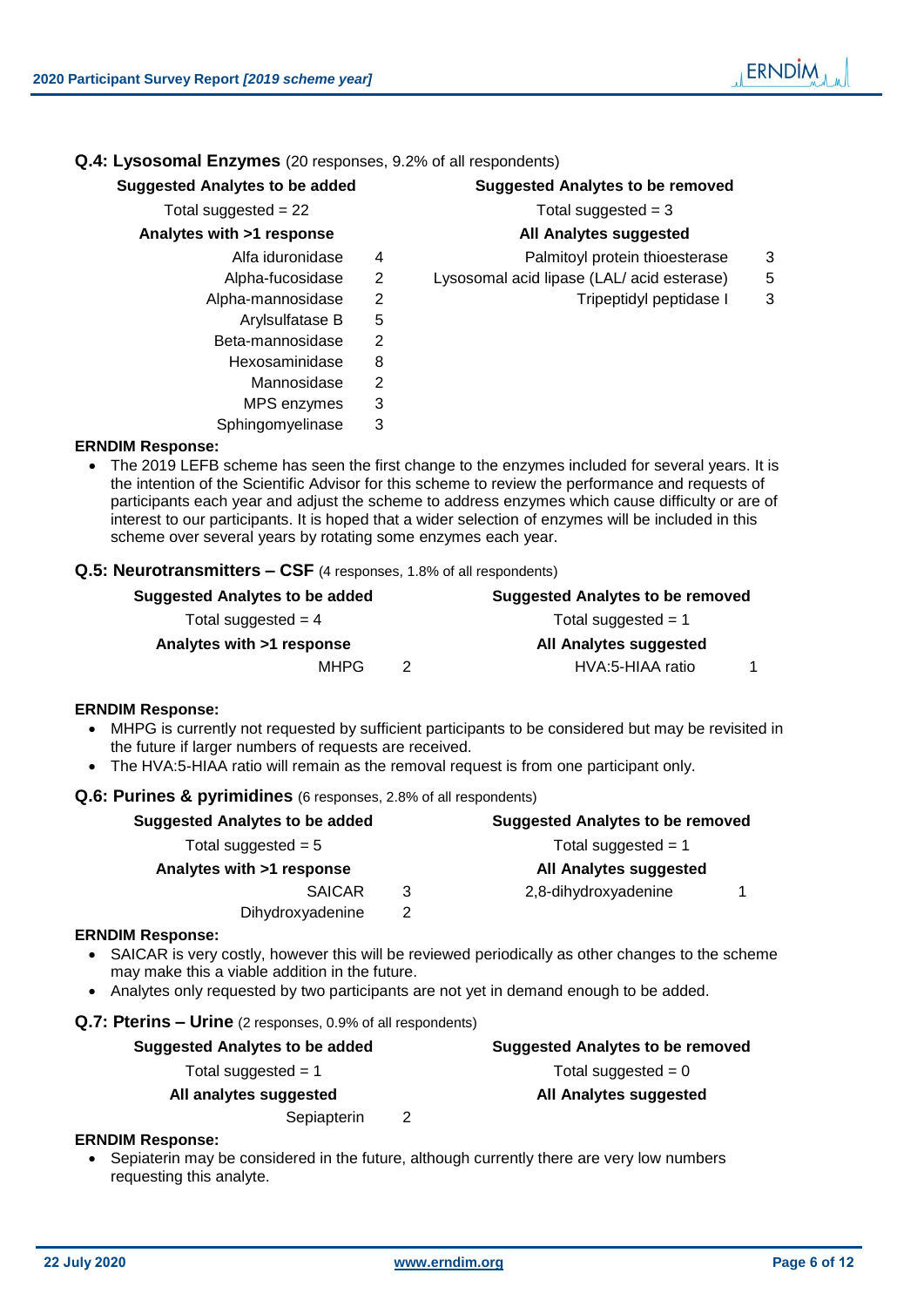**Q.4: Lysosomal Enzymes** (20 responses, 9.2% of all respondents)

| Suggested Analytes to be added | | Suggested Analytes to be removed | |
|---|---|---|---|
| Total suggested = 22 | | Total suggested = 3 | |
| **Analytes with >1 response** | | **All Analytes suggested** | |
| Alfa iduronidase | 4 | Palmitoyl protein thioesterase | 3 |
| Alpha-fucosidase | 2 | Lysosomal acid lipase (LAL/ acid esterase) | 5 |
| Alpha-mannosidase | 2 | Tripeptidyl peptidase I | 3 |
| Arylsulfatase B | 5 | | |
| Beta-mannosidase | 2 | | |
| Hexosaminidase | 8 | | |
| Mannosidase | 2 | | |
| MPS enzymes | 3 | | |
| Sphingomyelinase | 3 | | |

**ERNDIM Response:**

- The 2019 LEFB scheme has seen the first change to the enzymes included for several years. It is the intention of the Scientific Advisor for this scheme to review the performance and requests of participants each year and adjust the scheme to address enzymes which cause difficulty or are of interest to our participants. It is hoped that a wider selection of enzymes will be included in this scheme over several years by rotating some enzymes each year.

**Q.5: Neurotransmitters – CSF** (4 responses, 1.8% of all respondents)

| Suggested Analytes to be added | | Suggested Analytes to be removed | |
|---|---|---|---|
| Total suggested = 4 | | Total suggested = 1 | |
| **Analytes with >1 response** | | **All Analytes suggested** | |
| MHPG | 2 | HVA:5-HIAA ratio | 1 |

**ERNDIM Response:**

- MHPG is currently not requested by sufficient participants to be considered but may be revisited in the future if larger numbers of requests are received.
- The HVA:5-HIAA ratio will remain as the removal request is from one participant only.

**Q.6: Purines & pyrimidines** (6 responses, 2.8% of all respondents)

| Suggested Analytes to be added | | Suggested Analytes to be removed | |
|---|---|---|---|
| Total suggested = 5 | | Total suggested = 1 | |
| **Analytes with >1 response** | | **All Analytes suggested** | |
| SAICAR | 3 | 2,8-dihydroxyadenine | 1 |
| Dihydroxyadenine | 2 | | |

**ERNDIM Response:**

- SAICAR is very costly, however this will be reviewed periodically as other changes to the scheme may make this a viable addition in the future.
- Analytes only requested by two participants are not yet in demand enough to be added.

**Q.7: Pterins – Urine** (2 responses, 0.9% of all respondents)

| Suggested Analytes to be added | | Suggested Analytes to be removed | |
|---|---|---|---|
| Total suggested = 1 | | Total suggested = 0 | |
| **All analytes suggested** | | **All Analytes suggested** | |
| Sepiapterin | 2 | | |

**ERNDIM Response:**

- Sepiaterin may be considered in the future, although currently there are very low numbers requesting this analyte.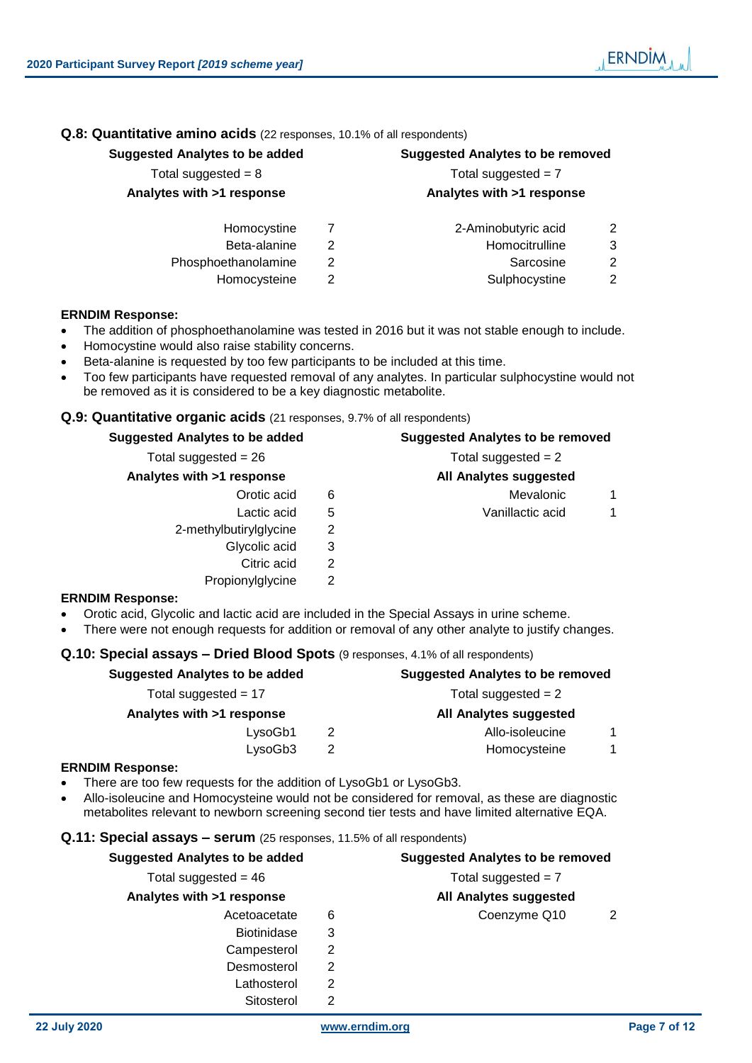### Q.8: Quantitative amino acids (22 responses, 10.1% of all respondents)

| Suggested Analytes to be added | | Suggested Analytes to be removed | |
|---|---|---|---|
| Total suggested = 8 | | Total suggested = 7 | |
| **Analytes with >1 response** | | **Analytes with >1 response** | |
| Homocystine | 7 | 2-Aminobutyric acid | 2 |
| Beta-alanine | 2 | Homocitrulline | 3 |
| Phosphoethanolamine | 2 | Sarcosine | 2 |
| Homocysteine | 2 | Sulphocystine | 2 |

**ERNDIM Response:**

- The addition of phosphoethanolamine was tested in 2016 but it was not stable enough to include.
- Homocystine would also raise stability concerns.
- Beta-alanine is requested by too few participants to be included at this time.
- Too few participants have requested removal of any analytes. In particular sulphocystine would not be removed as it is considered to be a key diagnostic metabolite.

### Q.9: Quantitative organic acids (21 responses, 9.7% of all respondents)

| Suggested Analytes to be added | | Suggested Analytes to be removed | |
|---|---|---|---|
| Total suggested = 26 | | Total suggested = 2 | |
| **Analytes with >1 response** | | **All Analytes suggested** | |
| Orotic acid | 6 | Mevalonic | 1 |
| Lactic acid | 5 | Vanillactic acid | 1 |
| 2-methylbutyrylglycine | 2 | | |
| Glycolic acid | 3 | | |
| Citric acid | 2 | | |
| Propionylglycine | 2 | | |

**ERNDIM Response:**

- Orotic acid, Glycolic and lactic acid are included in the Special Assays in urine scheme.
- There were not enough requests for addition or removal of any other analyte to justify changes.

### Q.10: Special assays – Dried Blood Spots (9 responses, 4.1% of all respondents)

| Suggested Analytes to be added | | Suggested Analytes to be removed | |
|---|---|---|---|
| Total suggested = 17 | | Total suggested = 2 | |
| **Analytes with >1 response** | | **All Analytes suggested** | |
| LysoGb1 | 2 | Allo-isoleucine | 1 |
| LysoGb3 | 2 | Homocysteine | 1 |

**ERNDIM Response:**

- There are too few requests for the addition of LysoGb1 or LysoGb3.
- Allo-isoleucine and Homocysteine would not be considered for removal, as these are diagnostic metabolites relevant to newborn screening second tier tests and have limited alternative EQA.

### Q.11: Special assays – serum (25 responses, 11.5% of all respondents)

| Suggested Analytes to be added | | Suggested Analytes to be removed | |
|---|---|---|---|
| Total suggested = 46 | | Total suggested = 7 | |
| **Analytes with >1 response** | | **All Analytes suggested** | |
| Acetoacetate | 6 | Coenzyme Q10 | 2 |
| Biotinidase | 3 | | |
| Campesterol | 2 | | |
| Desmosterol | 2 | | |
| Lathosterol | 2 | | |
| Sitosterol | 2 | | |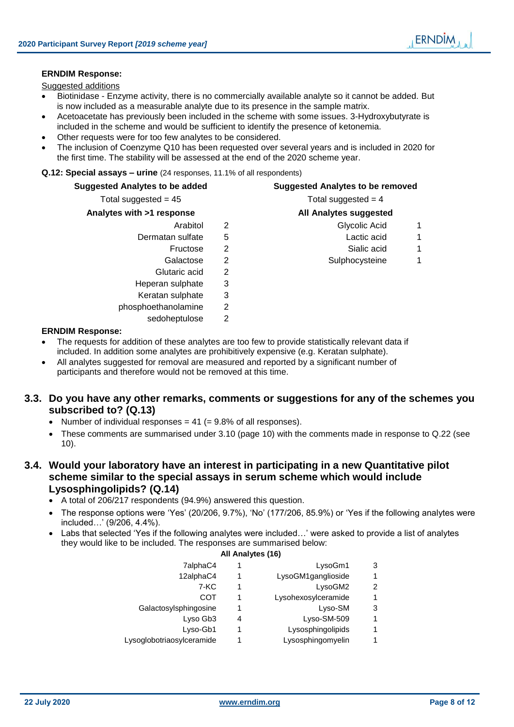**ERNDIM Response:**

Suggested additions

- Biotinidase - Enzyme activity, there is no commercially available analyte so it cannot be added. But is now included as a measurable analyte due to its presence in the sample matrix.
- Acetoacetate has previously been included in the scheme with some issues. 3-Hydroxybutyrate is included in the scheme and would be sufficient to identify the presence of ketonemia.
- Other requests were for too few analytes to be considered.
- The inclusion of Coenzyme Q10 has been requested over several years and is included in 2020 for the first time. The stability will be assessed at the end of the 2020 scheme year.

**Q.12: Special assays – urine** (24 responses, 11.1% of all respondents)

**Suggested Analytes to be added**

Total suggested = 45

| Analytes with >1 response | |
|---|---|
| Arabitol | 2 |
| Dermatan sulfate | 5 |
| Fructose | 2 |
| Galactose | 2 |
| Glutaric acid | 2 |
| Heperan sulphate | 3 |
| Keratan sulphate | 3 |
| phosphoethanolamine | 2 |
| sedoheptulose | 2 |

**Suggested Analytes to be removed**

Total suggested = 4

| All Analytes suggested | |
|---|---|
| Glycolic Acid | 1 |
| Lactic acid | 1 |
| Sialic acid | 1 |
| Sulphocysteine | 1 |

**ERNDIM Response:**

- The requests for addition of these analytes are too few to provide statistically relevant data if included. In addition some analytes are prohibitively expensive (e.g. Keratan sulphate).
- All analytes suggested for removal are measured and reported by a significant number of participants and therefore would not be removed at this time.

## 3.3. Do you have any other remarks, comments or suggestions for any of the schemes you subscribed to? (Q.13)

- Number of individual responses = 41 (= 9.8% of all responses).
- These comments are summarised under 3.10 (page 10) with the comments made in response to Q.22 (see 10).

## 3.4. Would your laboratory have an interest in participating in a new Quantitative pilot scheme similar to the special assays in serum scheme which would include Lysosphingolipids? (Q.14)

- A total of 206/217 respondents (94.9%) answered this question.
- The response options were 'Yes' (20/206, 9.7%), 'No' (177/206, 85.9%) or 'Yes if the following analytes were included…' (9/206, 4.4%).
- Labs that selected 'Yes if the following analytes were included…' were asked to provide a list of analytes they would like to be included. The responses are summarised below:

**All Analytes (16)**

| | | | |
|---|---|---|---|
| 7alphaC4 | 1 | LysoGm1 | 3 |
| 12alphaC4 | 1 | LysoGM1ganglioside | 1 |
| 7-KC | 1 | LysoGM2 | 2 |
| COT | 1 | Lysohexosylceramide | 1 |
| Galactosylsphingosine | 1 | Lyso-SM | 3 |
| Lyso Gb3 | 4 | Lyso-SM-509 | 1 |
| Lyso-Gb1 | 1 | Lysosphingolipids | 1 |
| Lysoglobotriaosylceramide | 1 | Lysosphingomyelin | 1 |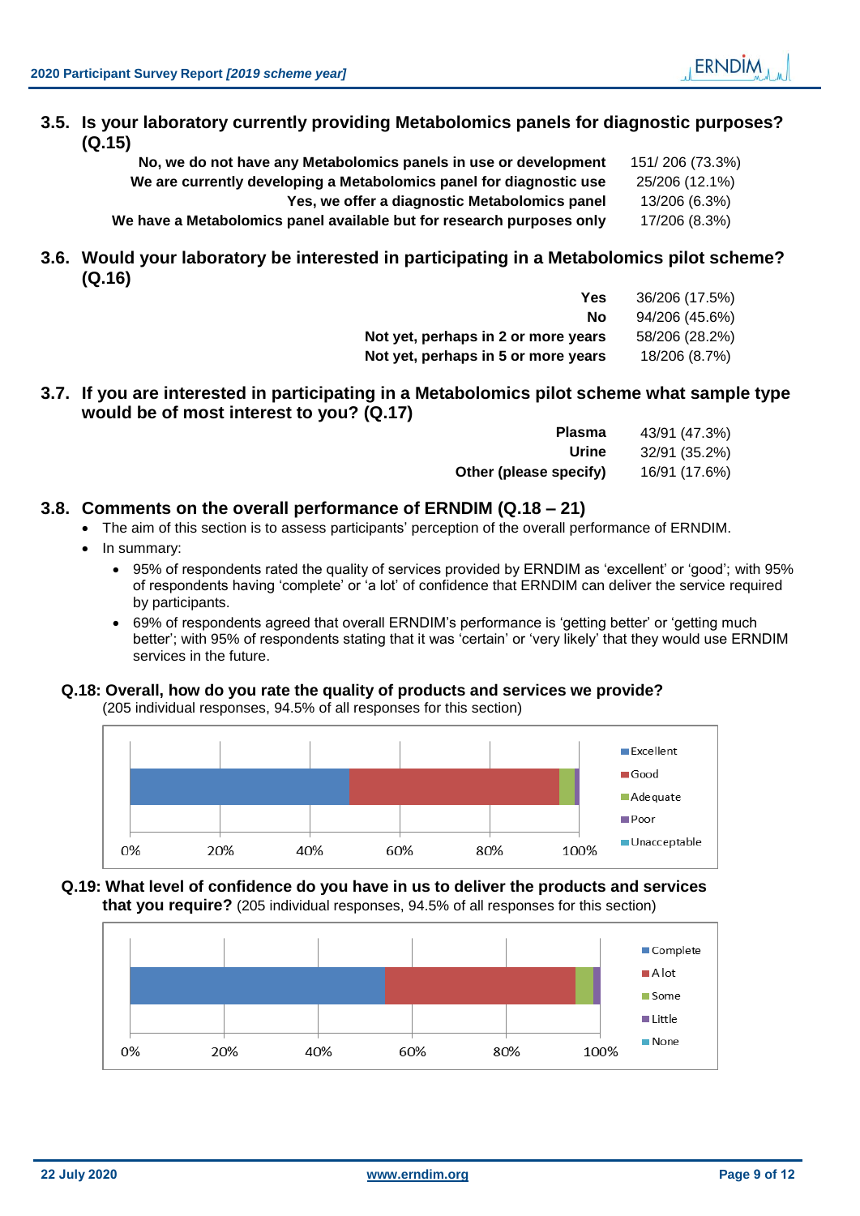### 3.5. Is your laboratory currently providing Metabolomics panels for diagnostic purposes? (Q.15)

| | |
|---|---|
| **No, we do not have any Metabolomics panels in use or development** | 151/ 206 (73.3%) |
| **We are currently developing a Metabolomics panel for diagnostic use** | 25/206 (12.1%) |
| **Yes, we offer a diagnostic Metabolomics panel** | 13/206 (6.3%) |
| **We have a Metabolomics panel available but for research purposes only** | 17/206 (8.3%) |

### 3.6. Would your laboratory be interested in participating in a Metabolomics pilot scheme? (Q.16)

| | |
|---|---|
| **Yes** | 36/206 (17.5%) |
| **No** | 94/206 (45.6%) |
| **Not yet, perhaps in 2 or more years** | 58/206 (28.2%) |
| **Not yet, perhaps in 5 or more years** | 18/206 (8.7%) |

### 3.7. If you are interested in participating in a Metabolomics pilot scheme what sample type would be of most interest to you? (Q.17)

| | |
|---|---|
| **Plasma** | 43/91 (47.3%) |
| **Urine** | 32/91 (35.2%) |
| **Other (please specify)** | 16/91 (17.6%) |

### 3.8. Comments on the overall performance of ERNDIM (Q.18 – 21)

- The aim of this section is to assess participants' perception of the overall performance of ERNDIM.
- In summary:
  - 95% of respondents rated the quality of services provided by ERNDIM as 'excellent' or 'good'; with 95% of respondents having 'complete' or 'a lot' of confidence that ERNDIM can deliver the service required by participants.
  - 69% of respondents agreed that overall ERNDIM's performance is 'getting better' or 'getting much better'; with 95% of respondents stating that it was 'certain' or 'very likely' that they would use ERNDIM services in the future.

#### Q.18: Overall, how do you rate the quality of products and services we provide?

(205 individual responses, 94.5% of all responses for this section)

Legend: Excellent, Good, Adequate, Poor, Unacceptable (axis 0% – 100%)

#### Q.19: What level of confidence do you have in us to deliver the products and services that you require?

(205 individual responses, 94.5% of all responses for this section)

Legend: Complete, A lot, Some, Little, None (axis 0% – 100%)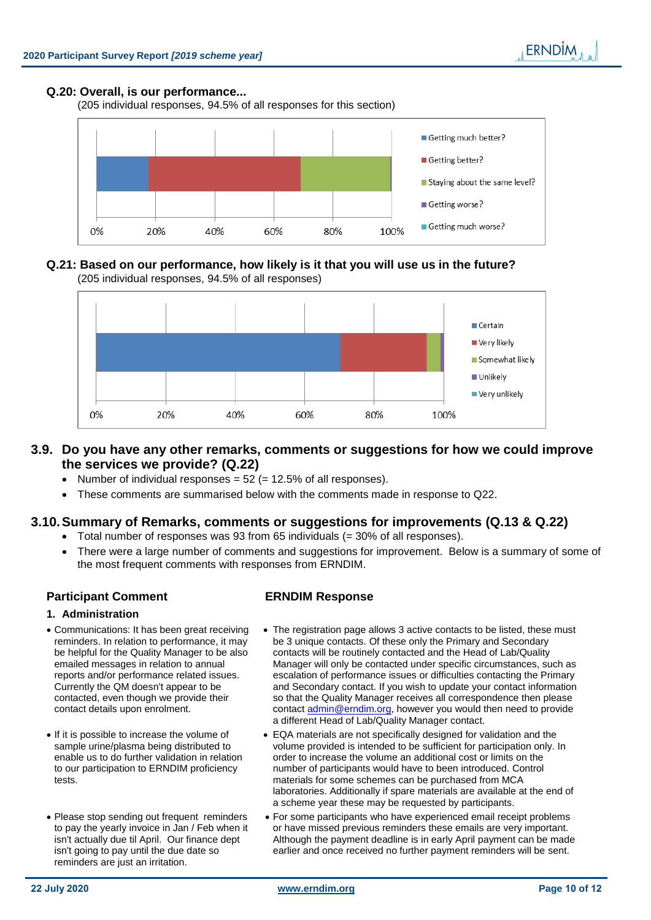**Q.20: Overall, is our performance...**

(205 individual responses, 94.5% of all responses for this section)

- Getting much better?
- Getting better?
- Staying about the same level?
- Getting worse?
- Getting much worse?

**Q.21: Based on our performance, how likely is it that you will use us in the future?**

(205 individual responses, 94.5% of all responses)

- Certain
- Very likely
- Somewhat likely
- Unlikely
- Very unlikely

## 3.9. Do you have any other remarks, comments or suggestions for how we could improve the services we provide? (Q.22)

- Number of individual responses = 52 (= 12.5% of all responses).
- These comments are summarised below with the comments made in response to Q22.

## 3.10. Summary of Remarks, comments or suggestions for improvements (Q.13 & Q.22)

- Total number of responses was 93 from 65 individuals (= 30% of all responses).
- There were a large number of comments and suggestions for improvement. Below is a summary of some of the most frequent comments with responses from ERNDIM.

| Participant Comment | ERNDIM Response |
|---|---|
| **1. Administration** | |
| Communications: It has been great receiving reminders. In relation to performance, it may be helpful for the Quality Manager to be also emailed messages in relation to annual reports and/or performance related issues. Currently the QM doesn't appear to be contacted, even though we provide their contact details upon enrolment. | The registration page allows 3 active contacts to be listed, these must be 3 unique contacts. Of these only the Primary and Secondary contacts will be routinely contacted and the Head of Lab/Quality Manager will only be contacted under specific circumstances, such as escalation of performance issues or difficulties contacting the Primary and Secondary contact. If you wish to update your contact information so that the Quality Manager receives all correspondence then please contact admin@erndim.org, however you would then need to provide a different Head of Lab/Quality Manager contact. |
| If it is possible to increase the volume of sample urine/plasma being distributed to enable us to do further validation in relation to our participation to ERNDIM proficiency tests. | EQA materials are not specifically designed for validation and the volume provided is intended to be sufficient for participation only. In order to increase the volume an additional cost or limits on the number of participants would have to been introduced. Control materials for some schemes can be purchased from MCA laboratories. Additionally if spare materials are available at the end of a scheme year these may be requested by participants. |
| Please stop sending out frequent reminders to pay the yearly invoice in Jan / Feb when it isn't actually due til April. Our finance dept isn't going to pay until the due date so reminders are just an irritation. | For some participants who have experienced email receipt problems or have missed previous reminders these emails are very important. Although the payment deadline is in early April payment can be made earlier and once received no further payment reminders will be sent. |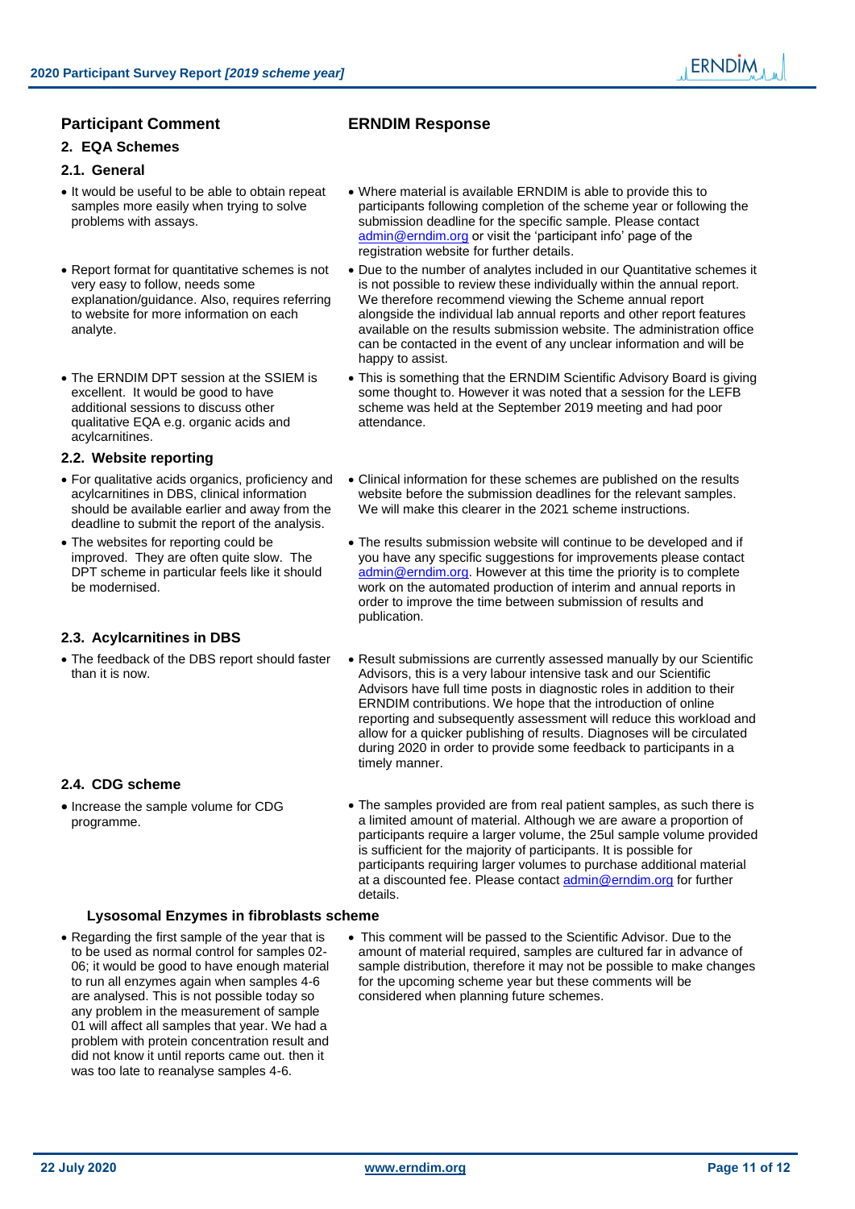| Participant Comment | ERNDIM Response |
|---|---|

## 2. EQA Schemes

### 2.1. General

| Participant Comment | ERNDIM Response |
|---|---|
| It would be useful to be able to obtain repeat samples more easily when trying to solve problems with assays. | Where material is available ERNDIM is able to provide this to participants following completion of the scheme year or following the submission deadline for the specific sample. Please contact admin@erndim.org or visit the 'participant info' page of the registration website for further details. |
| Report format for quantitative schemes is not very easy to follow, needs some explanation/guidance. Also, requires referring to website for more information on each analyte. | Due to the number of analytes included in our Quantitative schemes it is not possible to review these individually within the annual report. We therefore recommend viewing the Scheme annual report alongside the individual lab annual reports and other report features available on the results submission website. The administration office can be contacted in the event of any unclear information and will be happy to assist. |
| The ERNDIM DPT session at the SSIEM is excellent. It would be good to have additional sessions to discuss other qualitative EQA e.g. organic acids and acylcarnitines. | This is something that the ERNDIM Scientific Advisory Board is giving some thought to. However it was noted that a session for the LEFB scheme was held at the September 2019 meeting and had poor attendance. |

### 2.2. Website reporting

| Participant Comment | ERNDIM Response |
|---|---|
| For qualitative acids organics, proficiency and acylcarnitines in DBS, clinical information should be available earlier and away from the deadline to submit the report of the analysis. | Clinical information for these schemes are published on the results website before the submission deadlines for the relevant samples. We will make this clearer in the 2021 scheme instructions. |
| The websites for reporting could be improved. They are often quite slow. The DPT scheme in particular feels like it should be modernised. | The results submission website will continue to be developed and if you have any specific suggestions for improvements please contact admin@erndim.org. However at this time the priority is to complete work on the automated production of interim and annual reports in order to improve the time between submission of results and publication. |

### 2.3. Acylcarnitines in DBS

| Participant Comment | ERNDIM Response |
|---|---|
| The feedback of the DBS report should faster than it is now. | Result submissions are currently assessed manually by our Scientific Advisors, this is a very labour intensive task and our Scientific Advisors have full time posts in diagnostic roles in addition to their ERNDIM contributions. We hope that the introduction of online reporting and subsequently assessment will reduce this workload and allow for a quicker publishing of results. Diagnoses will be circulated during 2020 in order to provide some feedback to participants in a timely manner. |

### 2.4. CDG scheme

| Participant Comment | ERNDIM Response |
|---|---|
| Increase the sample volume for CDG programme. | The samples provided are from real patient samples, as such there is a limited amount of material. Although we are aware a proportion of participants require a larger volume, the 25ul sample volume provided is sufficient for the majority of participants. It is possible for participants requiring larger volumes to purchase additional material at a discounted fee. Please contact admin@erndim.org for further details. |

### Lysosomal Enzymes in fibroblasts scheme

| Participant Comment | ERNDIM Response |
|---|---|
| Regarding the first sample of the year that is to be used as normal control for samples 02-06; it would be good to have enough material to run all enzymes again when samples 4-6 are analysed. This is not possible today so any problem in the measurement of sample 01 will affect all samples that year. We had a problem with protein concentration result and did not know it until reports came out. then it was too late to reanalyse samples 4-6. | This comment will be passed to the Scientific Advisor. Due to the amount of material required, samples are cultured far in advance of sample distribution, therefore it may not be possible to make changes for the upcoming scheme year but these comments will be considered when planning future schemes. |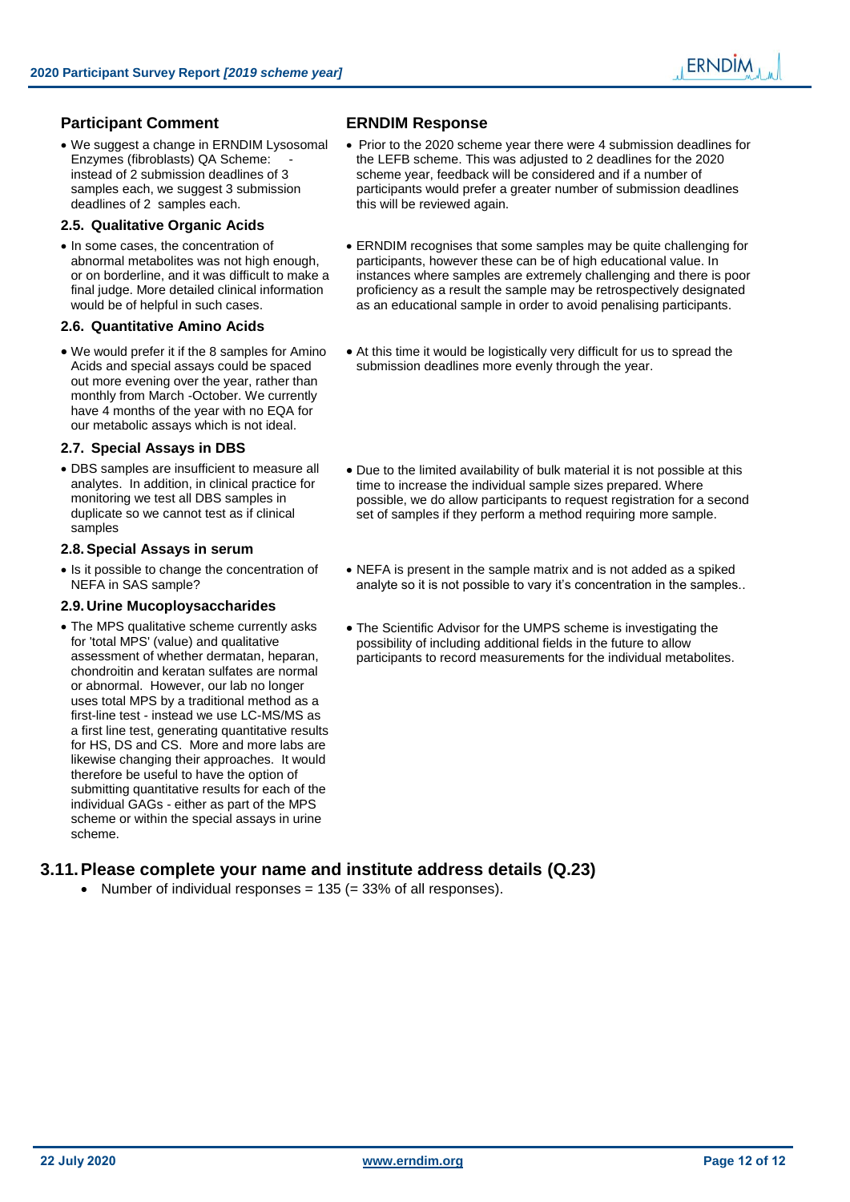| Participant Comment | ERNDIM Response |
| --- | --- |
| • We suggest a change in ERNDIM Lysosomal Enzymes (fibroblasts) QA Scheme: - instead of 2 submission deadlines of 3 samples each, we suggest 3 submission deadlines of 2 samples each. | • Prior to the 2020 scheme year there were 4 submission deadlines for the LEFB scheme. This was adjusted to 2 deadlines for the 2020 scheme year, feedback will be considered and if a number of participants would prefer a greater number of submission deadlines this will be reviewed again. |
| **2.5. Qualitative Organic Acids** | |
| • In some cases, the concentration of abnormal metabolites was not high enough, or on borderline, and it was difficult to make a final judge. More detailed clinical information would be of helpful in such cases. | • ERNDIM recognises that some samples may be quite challenging for participants, however these can be of high educational value. In instances where samples are extremely challenging and there is poor proficiency as a result the sample may be retrospectively designated as an educational sample in order to avoid penalising participants. |
| **2.6. Quantitative Amino Acids** | |
| • We would prefer it if the 8 samples for Amino Acids and special assays could be spaced out more evening over the year, rather than monthly from March -October. We currently have 4 months of the year with no EQA for our metabolic assays which is not ideal. | • At this time it would be logistically very difficult for us to spread the submission deadlines more evenly through the year. |
| **2.7. Special Assays in DBS** | |
| • DBS samples are insufficient to measure all analytes. In addition, in clinical practice for monitoring we test all DBS samples in duplicate so we cannot test as if clinical samples | • Due to the limited availability of bulk material it is not possible at this time to increase the individual sample sizes prepared. Where possible, we do allow participants to request registration for a second set of samples if they perform a method requiring more sample. |
| **2.8. Special Assays in serum** | |
| • Is it possible to change the concentration of NEFA in SAS sample? | • NEFA is present in the sample matrix and is not added as a spiked analyte so it is not possible to vary it's concentration in the samples.. |
| **2.9. Urine Mucoploysaccharides** | |
| • The MPS qualitative scheme currently asks for 'total MPS' (value) and qualitative assessment of whether dermatan, heparan, chondroitin and keratan sulfates are normal or abnormal. However, our lab no longer uses total MPS by a traditional method as a first-line test - instead we use LC-MS/MS as a first line test, generating quantitative results for HS, DS and CS. More and more labs are likewise changing their approaches. It would therefore be useful to have the option of submitting quantitative results for each of the individual GAGs - either as part of the MPS scheme or within the special assays in urine scheme. | • The Scientific Advisor for the UMPS scheme is investigating the possibility of including additional fields in the future to allow participants to record measurements for the individual metabolites. |

## 3.11. Please complete your name and institute address details (Q.23)

- Number of individual responses = 135 (= 33% of all responses).